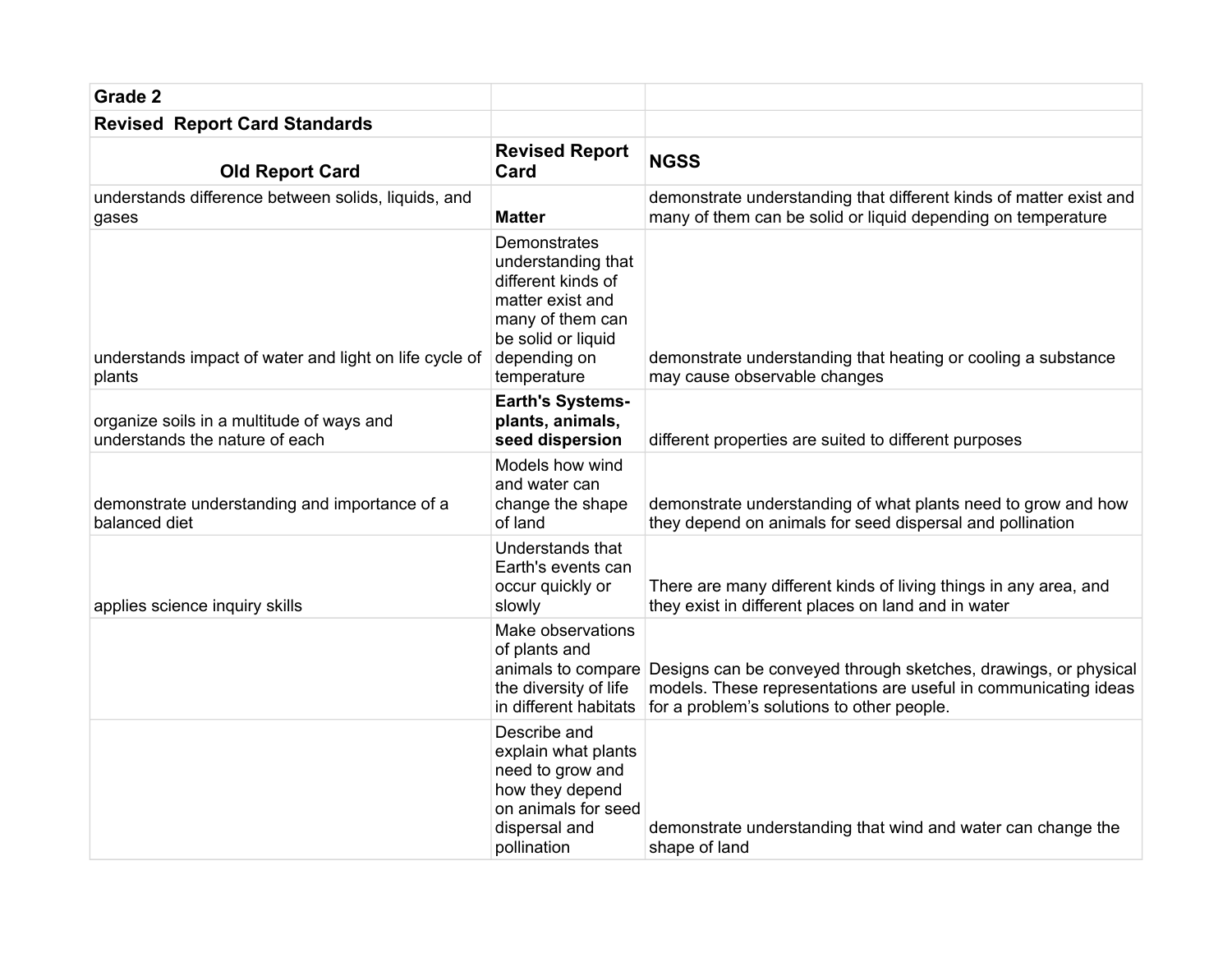| **Grade 2** | | |
|---|---|---|
| **Revised Report Card Standards** | | |
| **Old Report Card** | **Revised Report Card** | **NGSS** |
| understands difference between solids, liquids, and gases | **Matter** | demonstrate understanding that different kinds of matter exist and many of them can be solid or liquid depending on temperature |
| understands impact of water and light on life cycle of plants | Demonstrates understanding that different kinds of matter exist and many of them can be solid or liquid depending on temperature | demonstrate understanding that heating or cooling a substance may cause observable changes |
| organize soils in a multitude of ways and understands the nature of each | **Earth's Systems- plants, animals, seed dispersion** | different properties are suited to different purposes |
| demonstrate understanding and importance of a balanced diet | Models how wind and water can change the shape of land | demonstrate understanding of what plants need to grow and how they depend on animals for seed dispersal and pollination |
| applies science inquiry skills | Understands that Earth's events can occur quickly or slowly | There are many different kinds of living things in any area, and they exist in different places on land and in water |
| | Make observations of plants and animals to compare the diversity of life in different habitats | Designs can be conveyed through sketches, drawings, or physical models. These representations are useful in communicating ideas for a problem's solutions to other people. |
| | Describe and explain what plants need to grow and how they depend on animals for seed dispersal and pollination | demonstrate understanding that wind and water can change the shape of land |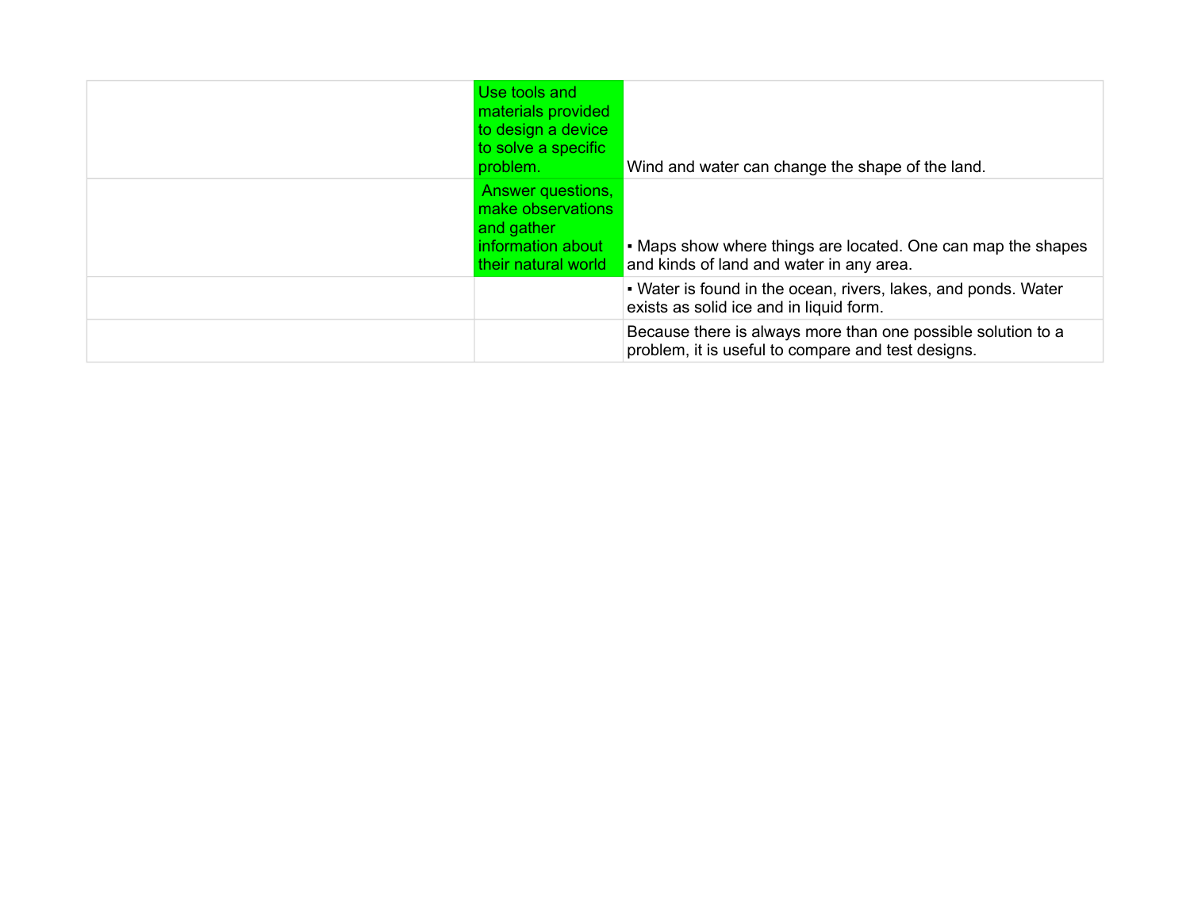| | | |
|---|---|---|
| | Use tools and materials provided to design a device to solve a specific problem. | Wind and water can change the shape of the land. |
| | Answer questions, make observations and gather information about their natural world | ▪ Maps show where things are located. One can map the shapes and kinds of land and water in any area. |
| | | ▪ Water is found in the ocean, rivers, lakes, and ponds. Water exists as solid ice and in liquid form. |
| | | Because there is always more than one possible solution to a problem, it is useful to compare and test designs. |